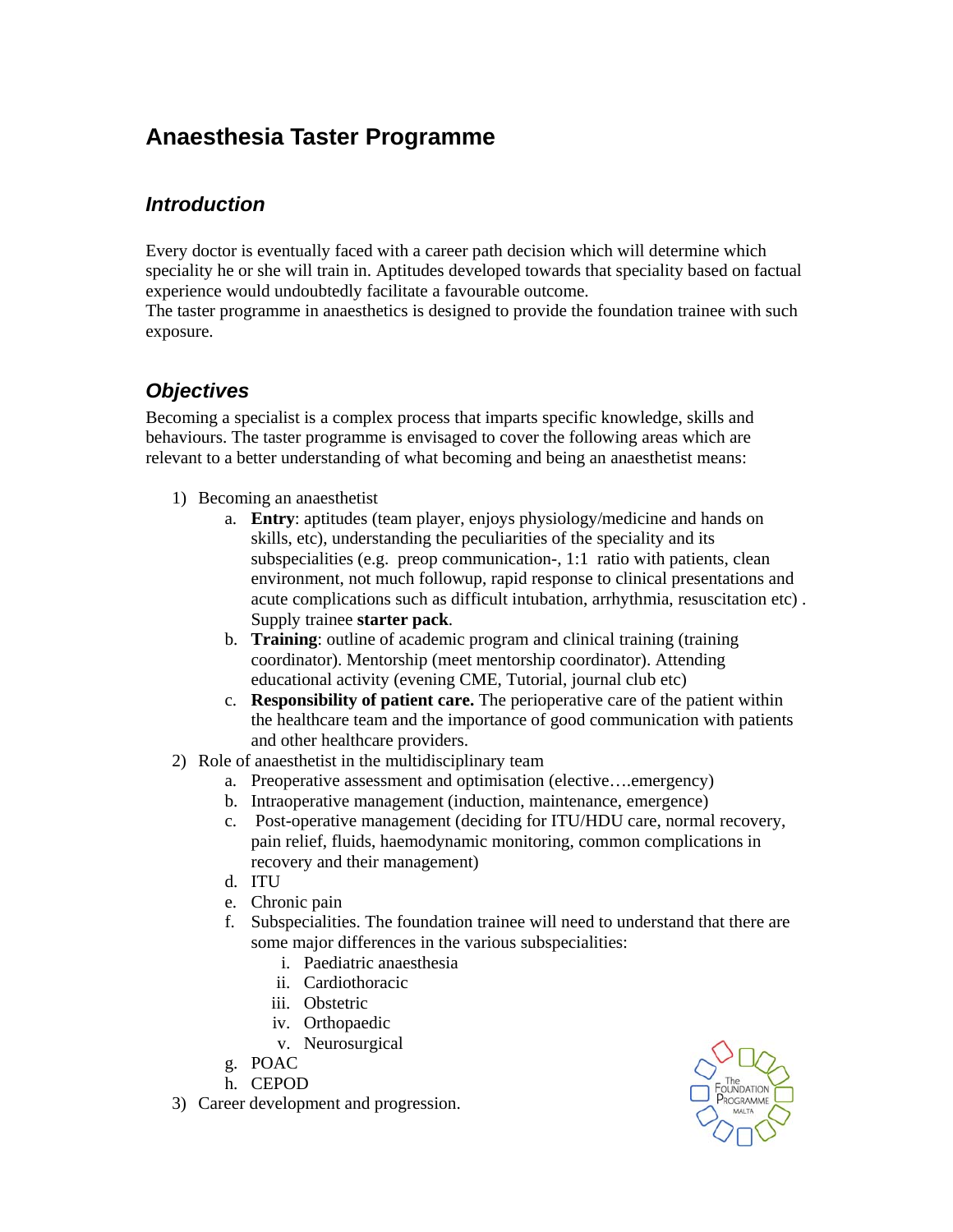# Anaesthesia Taster Programme

## *Introduction*

Every doctor is eventually faced with a career path decision which will determine which speciality he or she will train in. Aptitudes developed towards that speciality based on factual experience would undoubtedly facilitate a favourable outcome.
The taster programme in anaesthetics is designed to provide the foundation trainee with such exposure.

## *Objectives*

Becoming a specialist is a complex process that imparts specific knowledge, skills and behaviours. The taster programme is envisaged to cover the following areas which are relevant to a better understanding of what becoming and being an anaesthetist means:

1) Becoming an anaesthetist
    a. **Entry**: aptitudes (team player, enjoys physiology/medicine and hands on skills, etc), understanding the peculiarities of the speciality and its subspecialities (e.g. preop communication-, 1:1 ratio with patients, clean environment, not much followup, rapid response to clinical presentations and acute complications such as difficult intubation, arrhythmia, resuscitation etc) . Supply trainee **starter pack**.
    b. **Training**: outline of academic program and clinical training (training coordinator). Mentorship (meet mentorship coordinator). Attending educational activity (evening CME, Tutorial, journal club etc)
    c. **Responsibility of patient care.** The perioperative care of the patient within the healthcare team and the importance of good communication with patients and other healthcare providers.
2) Role of anaesthetist in the multidisciplinary team
    a. Preoperative assessment and optimisation (elective….emergency)
    b. Intraoperative management (induction, maintenance, emergence)
    c. Post-operative management (deciding for ITU/HDU care, normal recovery, pain relief, fluids, haemodynamic monitoring, common complications in recovery and their management)
    d. ITU
    e. Chronic pain
    f. Subspecialities. The foundation trainee will need to understand that there are some major differences in the various subspecialities:
        i. Paediatric anaesthesia
        ii. Cardiothoracic
        iii. Obstetric
        iv. Orthopaedic
        v. Neurosurgical
    g. POAC
    h. CEPOD
3) Career development and progression.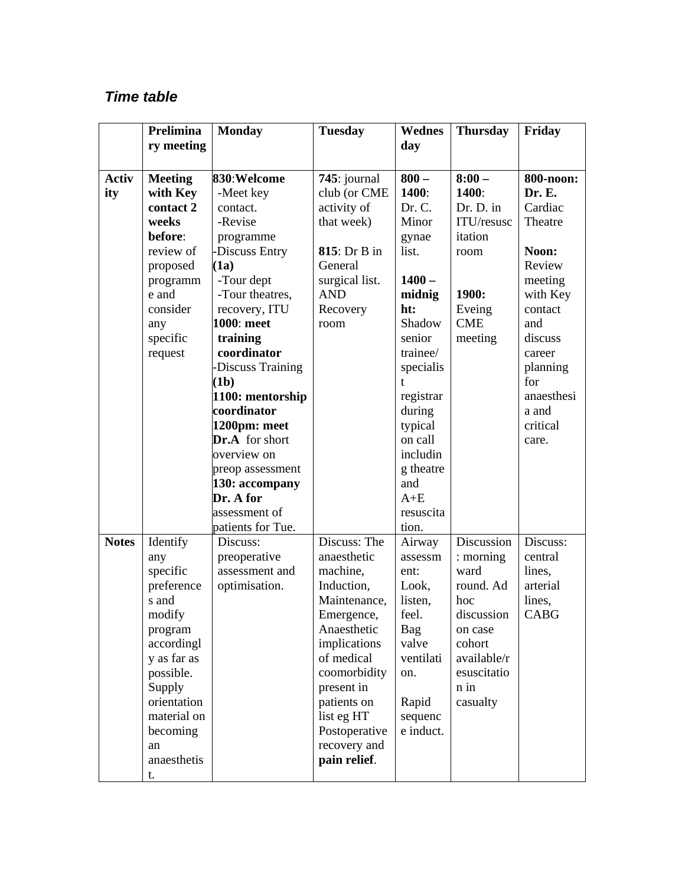*Time table*

| | Preliminary meeting | Monday | Tuesday | Wednesday | Thursday | Friday |
|---|---|---|---|---|---|---|
| **Activity** | **Meeting with Key contact 2 weeks before**: review of proposed programme and consider any specific request | **830**:**Welcome** -Meet key contact. -Revise programme -Discuss Entry **(1a)** -Tour dept -Tour theatres, recovery, ITU **1000**: **meet training coordinator** -Discuss Training **(1b)** **1100: mentorship coordinator** **1200pm: meet Dr.A** for short overview on preop assessment **130: accompany Dr. A for** assessment of patients for Tue. | **745**: journal club (or CME activity of that week) **815**: Dr B in General surgical list. AND Recovery room | **800 – 1400**: Dr. C. Minor gynae list. **1400 – midnight:** Shadow senior trainee/ specialist registrar during typical on call including theatre and A+E resuscitation. | **8:00 – 1400**: Dr. D. in ITU/resuscitation room **1900:** Eveing CME meeting | **800-noon: Dr. E.** Cardiac Theatre **Noon:** Review meeting with Key contact and discuss career planning for anaesthesia and critical care. |
| **Notes** | Identify any specific preferences and modify program accordingly as far as possible. Supply orientation material on becoming an anaesthetist. | Discuss: preoperative assessment and optimisation. | Discuss: The anaesthetic machine, Induction, Maintenance, Emergence, Anaesthetic implications of medical coomorbidity present in patients on list eg HT Postoperative recovery and **pain relief**. | Airway assessment: Look, listen, feel. Bag valve ventilation. Rapid sequence induct. | Discussion: morning ward round. Ad hoc discussion on case cohort available/resuscitation in casualty | Discuss: central lines, arterial lines, CABG |